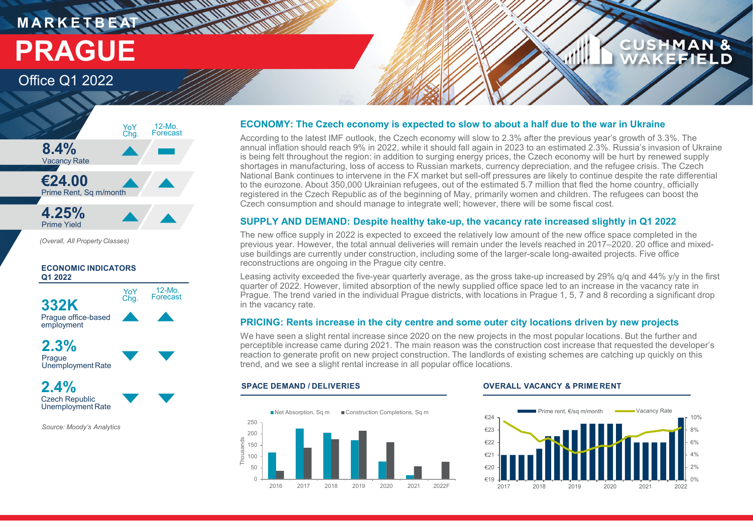# MARKETBEAT

# PRAGUE

## Office Q1 2022

| | YoY Chg. | 12-Mo. Forecast |
|---|---|---|
| **8.4%** Vacancy Rate | ▲ | ▬ |
| **€24.00** Prime Rent, Sq m/month | ▲ | ▲ |
| **4.25%** Prime Yield | ▲ | ▲ |

*(Overall, All Property Classes)*

### ECONOMIC INDICATORS Q1 2022

| | YoY Chg. | 12-Mo. Forecast |
|---|---|---|
| **332K** Prague office-based employment | ▲ | ▲ |
| **2.3%** Prague Unemployment Rate | ▼ | ▼ |
| **2.4%** Czech Republic Unemployment Rate | ▼ | ▼ |

*Source: Moody's Analytics*

### ECONOMY: The Czech economy is expected to slow to about a half due to the war in Ukraine

According to the latest IMF outlook, the Czech economy will slow to 2.3% after the previous year's growth of 3.3%. The annual inflation should reach 9% in 2022, while it should fall again in 2023 to an estimated 2.3%. Russia's invasion of Ukraine is being felt throughout the region: in addition to surging energy prices, the Czech economy will be hurt by renewed supply shortages in manufacturing, loss of access to Russian markets, currency depreciation, and the refugee crisis. The Czech National Bank continues to intervene in the FX market but sell-off pressures are likely to continue despite the rate differential to the eurozone. About 350,000 Ukrainian refugees, out of the estimated 5.7 million that fled the home country, officially registered in the Czech Republic as of the beginning of May, primarily women and children. The refugees can boost the Czech consumption and should manage to integrate well; however, there will be some fiscal cost.

### SUPPLY AND DEMAND: Despite healthy take-up, the vacancy rate increased slightly in Q1 2022

The new office supply in 2022 is expected to exceed the relatively low amount of the new office space completed in the previous year. However, the total annual deliveries will remain under the levels reached in 2017–2020. 20 office and mixed-use buildings are currently under construction, including some of the larger-scale long-awaited projects. Five office reconstructions are ongoing in the Prague city centre.

Leasing activity exceeded the five-year quarterly average, as the gross take-up increased by 29% q/q and 44% y/y in the first quarter of 2022. However, limited absorption of the newly supplied office space led to an increase in the vacancy rate in Prague. The trend varied in the individual Prague districts, with locations in Prague 1, 5, 7 and 8 recording a significant drop in the vacancy rate.

### PRICING: Rents increase in the city centre and some outer city locations driven by new projects

We have seen a slight rental increase since 2020 on the new projects in the most popular locations. But the further and perceptible increase came during 2021. The main reason was the construction cost increase that requested the developer's reaction to generate profit on new project construction. The landlords of existing schemes are catching up quickly on this trend, and we see a slight rental increase in all popular office locations.

#### SPACE DEMAND / DELIVERIES

#### OVERALL VACANCY & PRIME RENT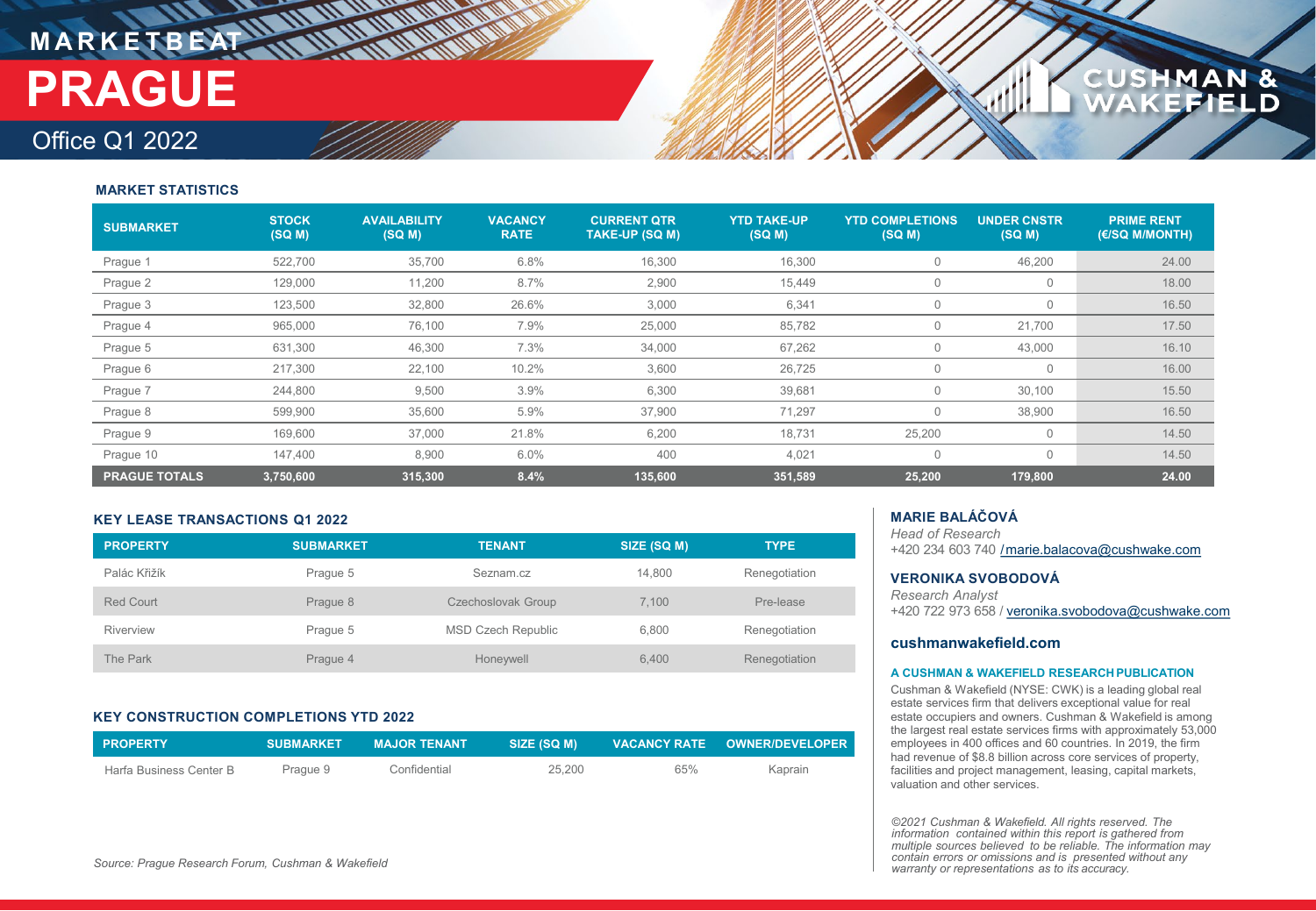# MARKETBEAT

# PRAGUE

## Office Q1 2022

### MARKET STATISTICS

| SUBMARKET | STOCK (SQ M) | AVAILABILITY (SQ M) | VACANCY RATE | CURRENT QTR TAKE-UP (SQ M) | YTD TAKE-UP (SQ M) | YTD COMPLETIONS (SQ M) | UNDER CNSTR (SQ M) | PRIME RENT (€/SQ M/MONTH) |
|---|---|---|---|---|---|---|---|---|
| Prague 1 | 522,700 | 35,700 | 6.8% | 16,300 | 16,300 | 0 | 46,200 | 24.00 |
| Prague 2 | 129,000 | 11,200 | 8.7% | 2,900 | 15,449 | 0 | 0 | 18.00 |
| Prague 3 | 123,500 | 32,800 | 26.6% | 3,000 | 6,341 | 0 | 0 | 16.50 |
| Prague 4 | 965,000 | 76,100 | 7.9% | 25,000 | 85,782 | 0 | 21,700 | 17.50 |
| Prague 5 | 631,300 | 46,300 | 7.3% | 34,000 | 67,262 | 0 | 43,000 | 16.10 |
| Prague 6 | 217,300 | 22,100 | 10.2% | 3,600 | 26,725 | 0 | 0 | 16.00 |
| Prague 7 | 244,800 | 9,500 | 3.9% | 6,300 | 39,681 | 0 | 30,100 | 15.50 |
| Prague 8 | 599,900 | 35,600 | 5.9% | 37,900 | 71,297 | 0 | 38,900 | 16.50 |
| Prague 9 | 169,600 | 37,000 | 21.8% | 6,200 | 18,731 | 25,200 | 0 | 14.50 |
| Prague 10 | 147,400 | 8,900 | 6.0% | 400 | 4,021 | 0 | 0 | 14.50 |
| **PRAGUE TOTALS** | **3,750,600** | **315,300** | **8.4%** | **135,600** | **351,589** | **25,200** | **179,800** | **24.00** |

### KEY LEASE TRANSACTIONS Q1 2022

| PROPERTY | SUBMARKET | TENANT | SIZE (SQ M) | TYPE |
|---|---|---|---|---|
| Palác Křižík | Prague 5 | Seznam.cz | 14,800 | Renegotiation |
| Red Court | Prague 8 | Czechoslovak Group | 7,100 | Pre-lease |
| Riverview | Prague 5 | MSD Czech Republic | 6,800 | Renegotiation |
| The Park | Prague 4 | Honeywell | 6,400 | Renegotiation |

### KEY CONSTRUCTION COMPLETIONS YTD 2022

| PROPERTY | SUBMARKET | MAJOR TENANT | SIZE (SQ M) | VACANCY RATE | OWNER/DEVELOPER |
|---|---|---|---|---|---|
| Harfa Business Center B | Prague 9 | Confidential | 25,200 | 65% | Kaprain |

*Source: Prague Research Forum, Cushman & Wakefield*

**MARIE BALÁČOVÁ**
*Head of Research*
+420 234 603 740 /marie.balacova@cushwake.com

**VERONIKA SVOBODOVÁ**
*Research Analyst*
+420 722 973 658 / veronika.svobodova@cushwake.com

**cushmanwakefield.com**

**A CUSHMAN & WAKEFIELD RESEARCH PUBLICATION**

Cushman & Wakefield (NYSE: CWK) is a leading global real estate services firm that delivers exceptional value for real estate occupiers and owners. Cushman & Wakefield is among the largest real estate services firms with approximately 53,000 employees in 400 offices and 60 countries. In 2019, the firm had revenue of $8.8 billion across core services of property, facilities and project management, leasing, capital markets, valuation and other services.

*©2021 Cushman & Wakefield. All rights reserved. The information contained within this report is gathered from multiple sources believed to be reliable. The information may contain errors or omissions and is presented without any warranty or representations as to its accuracy.*